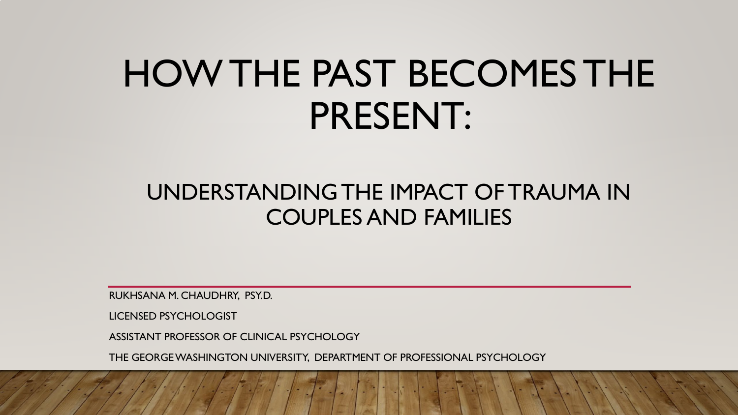# HOW THE PAST BECOMES THE PRESENT:

## UNDERSTANDING THE IMPACT OF TRAUMA IN COUPLES AND FAMILIES

RUKHSANA M. CHAUDHRY, PSY.D.

LICENSED PSYCHOLOGIST

ASSISTANT PROFESSOR OF CLINICAL PSYCHOLOGY

THE GEORGE WASHINGTON UNIVERSITY, DEPARTMENT OF PROFESSIONAL PSYCHOLOGY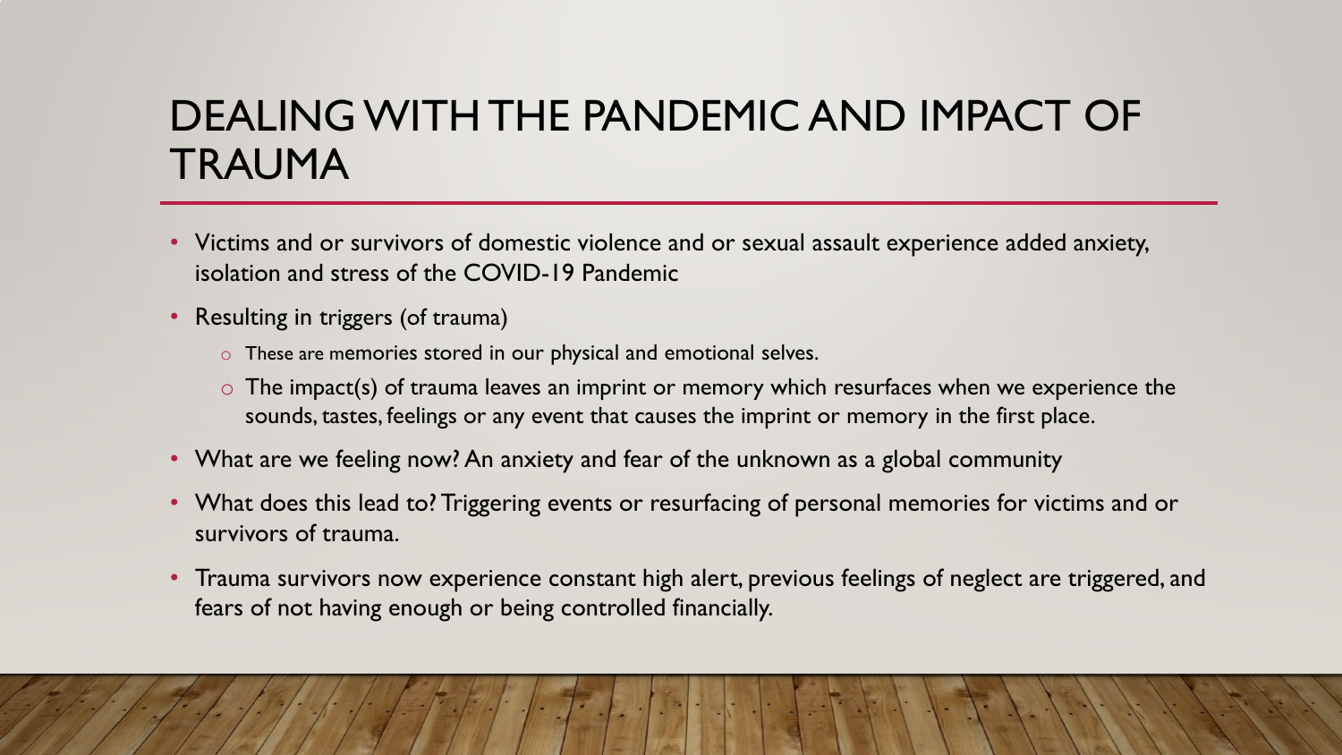# DEALING WITH THE PANDEMIC AND IMPACT OF TRAUMA

- Victims and or survivors of domestic violence and or sexual assault experience added anxiety, isolation and stress of the COVID-19 Pandemic
- Resulting in triggers (of trauma)
  - These are memories stored in our physical and emotional selves.
  - The impact(s) of trauma leaves an imprint or memory which resurfaces when we experience the sounds, tastes, feelings or any event that causes the imprint or memory in the first place.
- What are we feeling now? An anxiety and fear of the unknown as a global community
- What does this lead to? Triggering events or resurfacing of personal memories for victims and or survivors of trauma.
- Trauma survivors now experience constant high alert, previous feelings of neglect are triggered, and fears of not having enough or being controlled financially.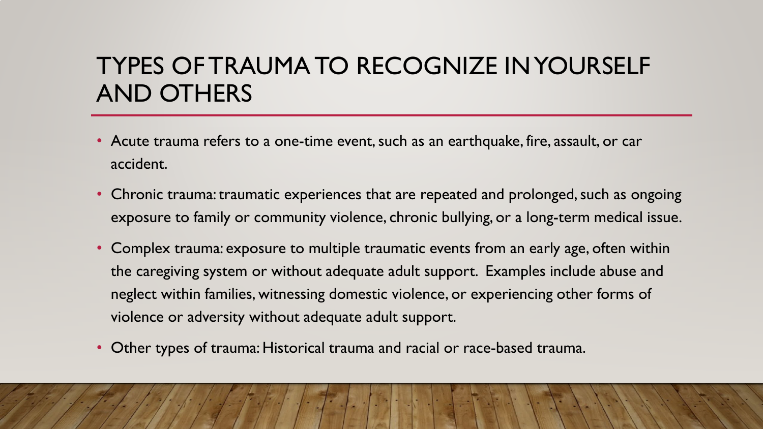# TYPES OF TRAUMA TO RECOGNIZE IN YOURSELF AND OTHERS

- Acute trauma refers to a one-time event, such as an earthquake, fire, assault, or car accident.
- Chronic trauma: traumatic experiences that are repeated and prolonged, such as ongoing exposure to family or community violence, chronic bullying, or a long-term medical issue.
- Complex trauma: exposure to multiple traumatic events from an early age, often within the caregiving system or without adequate adult support. Examples include abuse and neglect within families, witnessing domestic violence, or experiencing other forms of violence or adversity without adequate adult support.
- Other types of trauma: Historical trauma and racial or race-based trauma.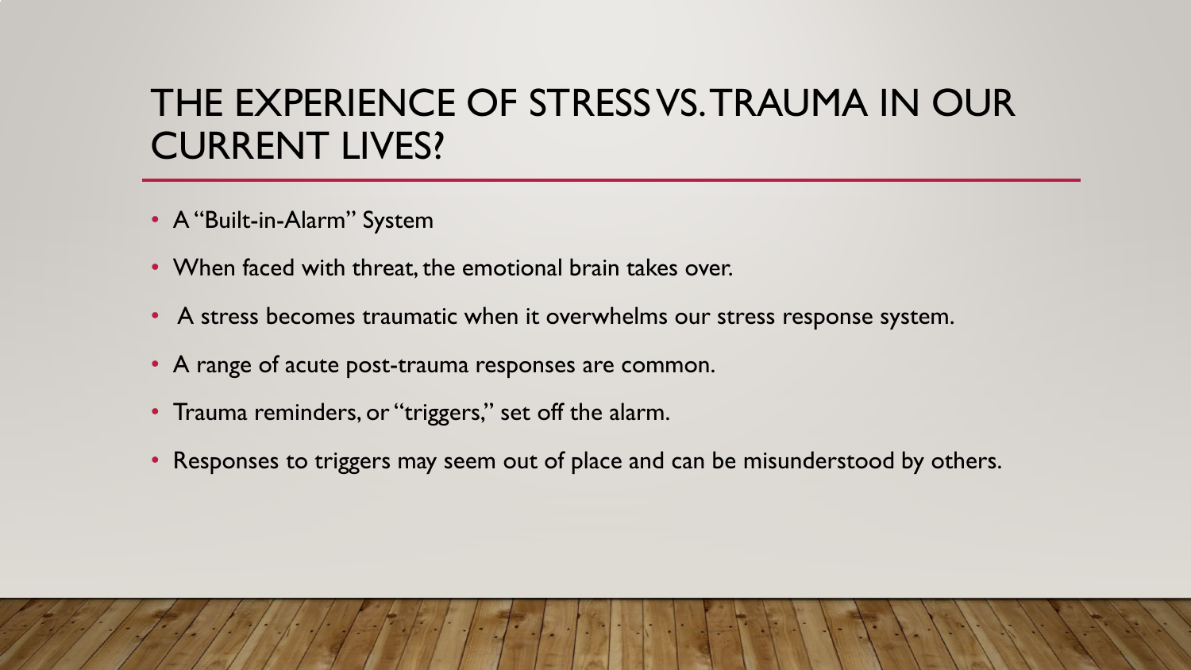# THE EXPERIENCE OF STRESS VS. TRAUMA IN OUR CURRENT LIVES?

- A "Built-in-Alarm" System
- When faced with threat, the emotional brain takes over.
- A stress becomes traumatic when it overwhelms our stress response system.
- A range of acute post-trauma responses are common.
- Trauma reminders, or "triggers," set off the alarm.
- Responses to triggers may seem out of place and can be misunderstood by others.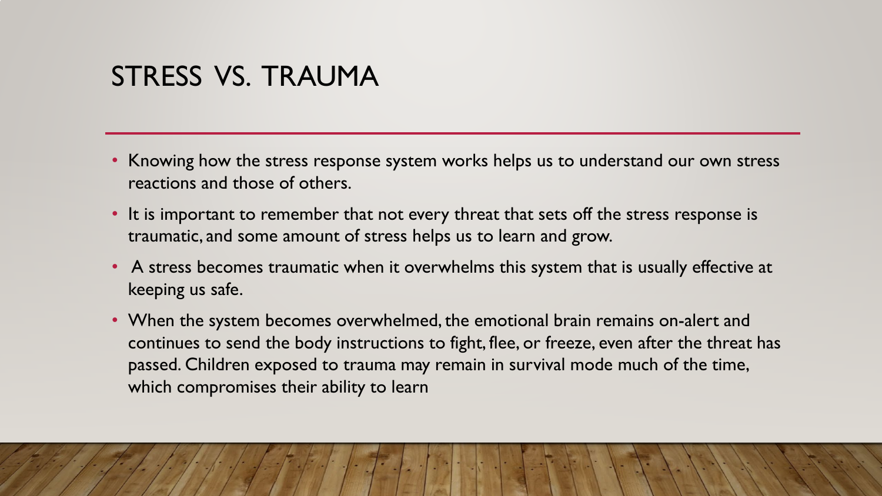# STRESS VS. TRAUMA

- Knowing how the stress response system works helps us to understand our own stress reactions and those of others.
- It is important to remember that not every threat that sets off the stress response is traumatic, and some amount of stress helps us to learn and grow.
- A stress becomes traumatic when it overwhelms this system that is usually effective at keeping us safe.
- When the system becomes overwhelmed, the emotional brain remains on-alert and continues to send the body instructions to fight, flee, or freeze, even after the threat has passed. Children exposed to trauma may remain in survival mode much of the time, which compromises their ability to learn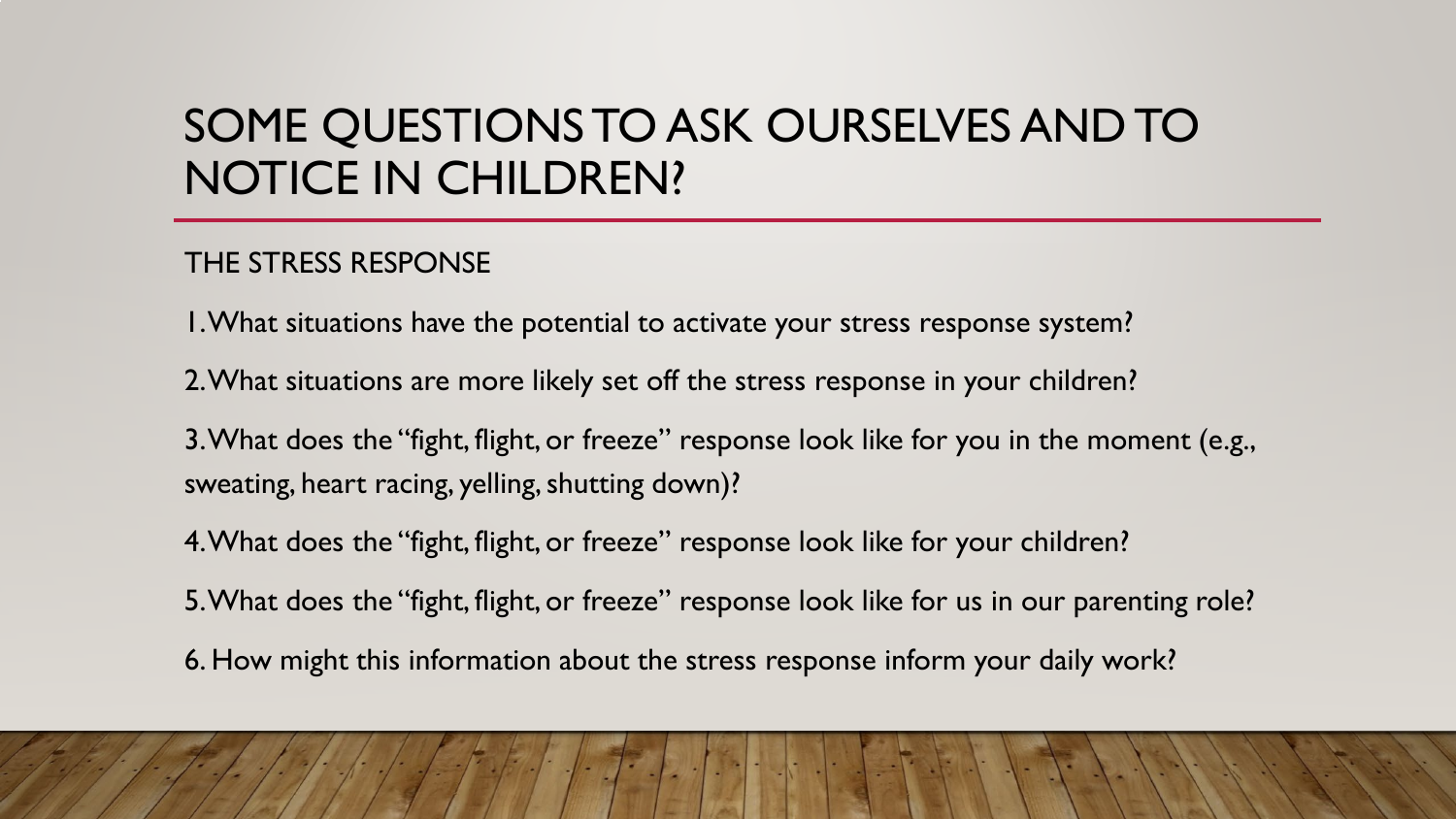# SOME QUESTIONS TO ASK OURSELVES AND TO NOTICE IN CHILDREN?

THE STRESS RESPONSE

1. What situations have the potential to activate your stress response system?
2. What situations are more likely set off the stress response in your children?
3. What does the "fight, flight, or freeze" response look like for you in the moment (e.g., sweating, heart racing, yelling, shutting down)?
4. What does the "fight, flight, or freeze" response look like for your children?
5. What does the "fight, flight, or freeze" response look like for us in our parenting role?
6. How might this information about the stress response inform your daily work?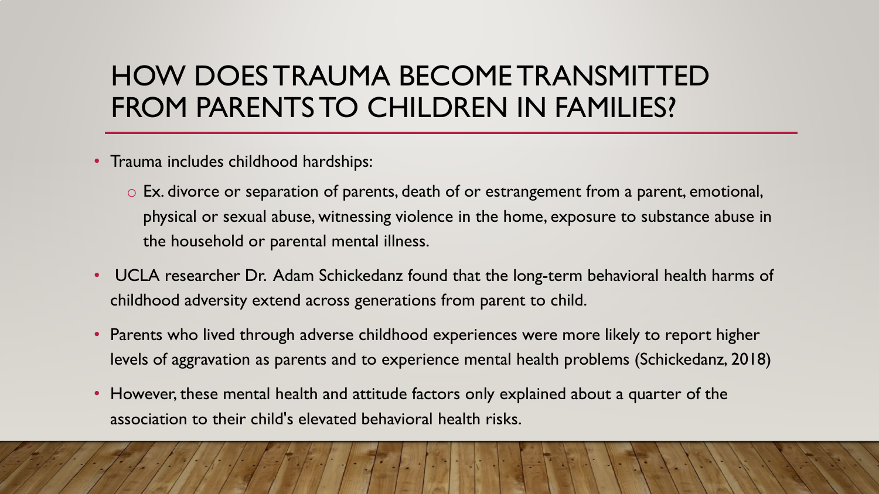# HOW DOES TRAUMA BECOME TRANSMITTED FROM PARENTS TO CHILDREN IN FAMILIES?

- Trauma includes childhood hardships:
  - Ex. divorce or separation of parents, death of or estrangement from a parent, emotional, physical or sexual abuse, witnessing violence in the home, exposure to substance abuse in the household or parental mental illness.
- UCLA researcher Dr. Adam Schickedanz found that the long-term behavioral health harms of childhood adversity extend across generations from parent to child.
- Parents who lived through adverse childhood experiences were more likely to report higher levels of aggravation as parents and to experience mental health problems (Schickedanz, 2018)
- However, these mental health and attitude factors only explained about a quarter of the association to their child's elevated behavioral health risks.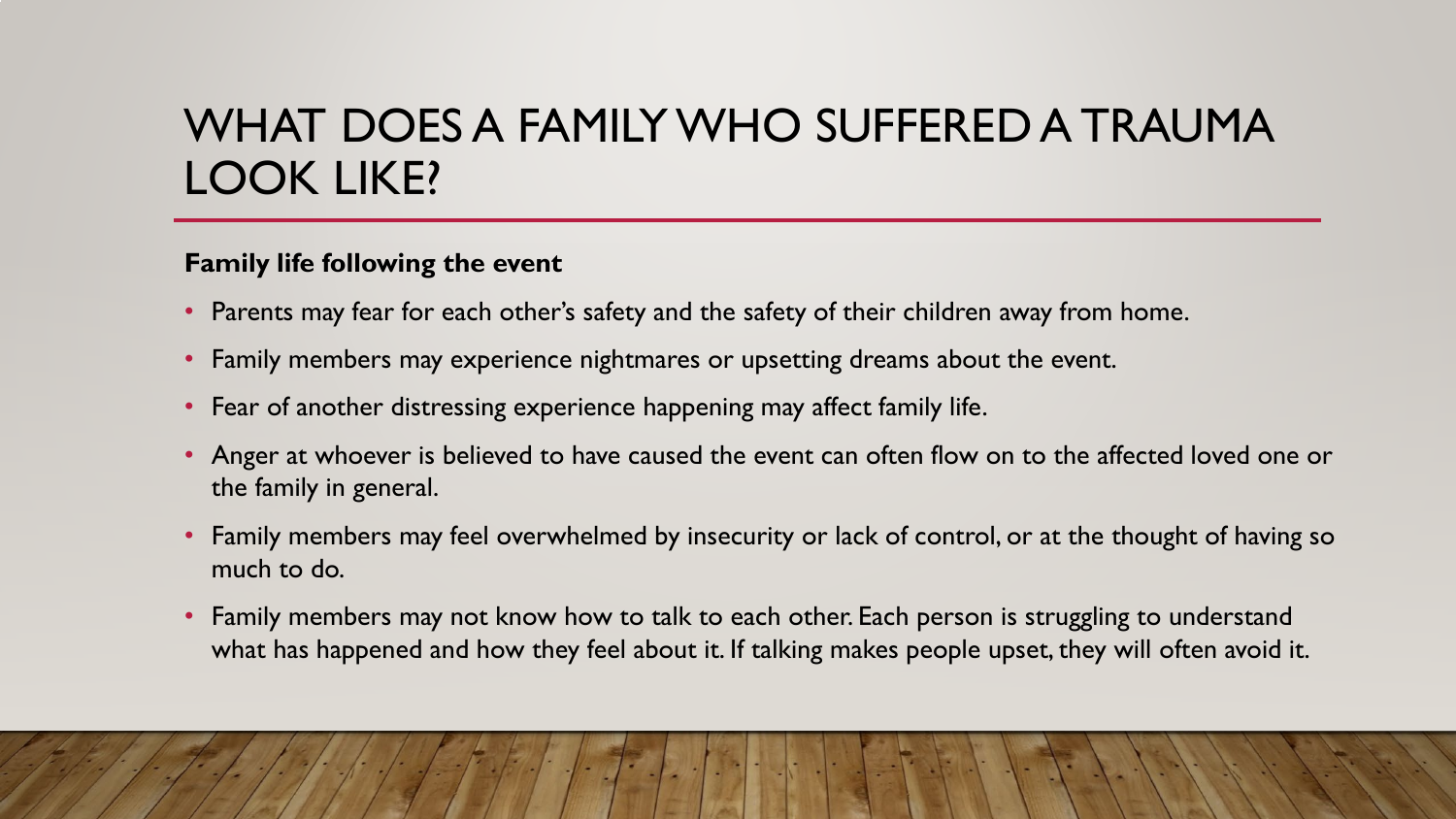# WHAT DOES A FAMILY WHO SUFFERED A TRAUMA LOOK LIKE?

**Family life following the event**

- Parents may fear for each other's safety and the safety of their children away from home.
- Family members may experience nightmares or upsetting dreams about the event.
- Fear of another distressing experience happening may affect family life.
- Anger at whoever is believed to have caused the event can often flow on to the affected loved one or the family in general.
- Family members may feel overwhelmed by insecurity or lack of control, or at the thought of having so much to do.
- Family members may not know how to talk to each other. Each person is struggling to understand what has happened and how they feel about it. If talking makes people upset, they will often avoid it.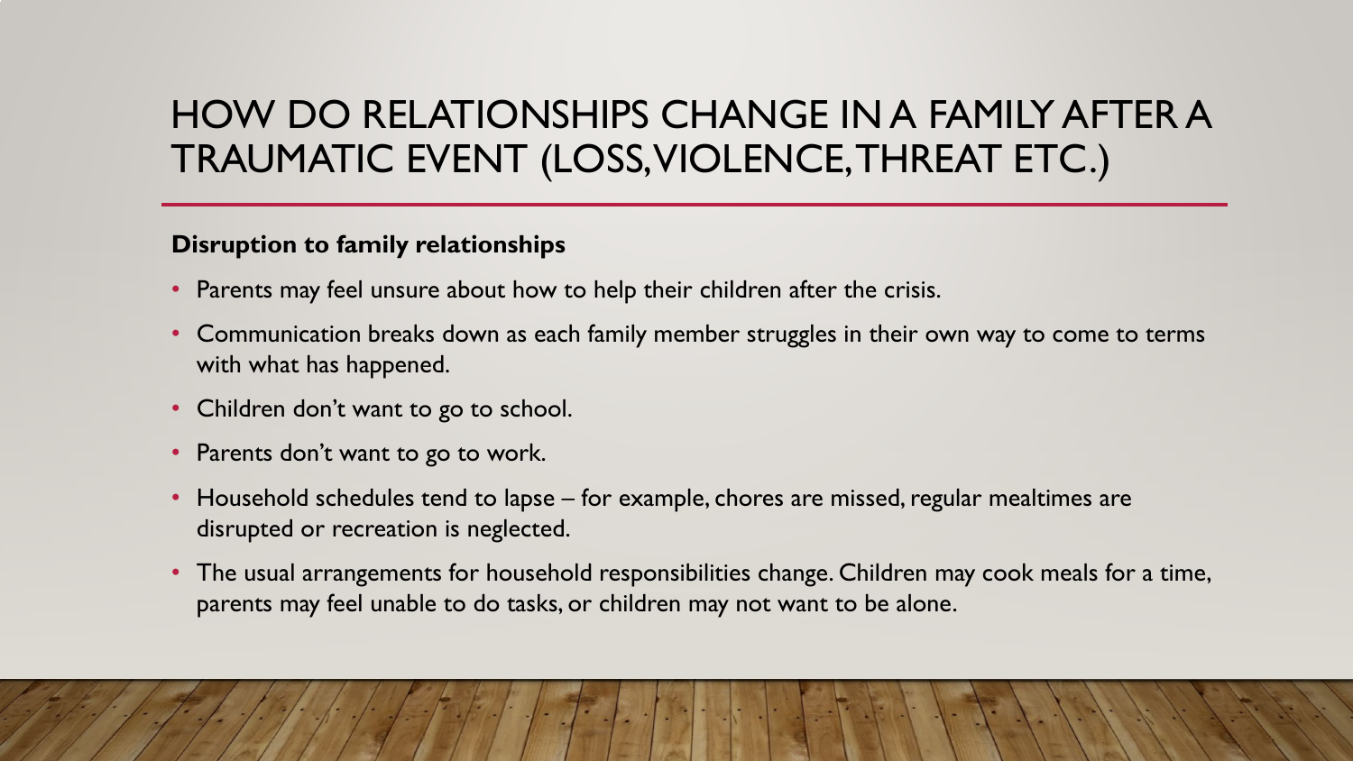# HOW DO RELATIONSHIPS CHANGE IN A FAMILY AFTER A TRAUMATIC EVENT (LOSS, VIOLENCE, THREAT ETC.)

**Disruption to family relationships**

- Parents may feel unsure about how to help their children after the crisis.
- Communication breaks down as each family member struggles in their own way to come to terms with what has happened.
- Children don't want to go to school.
- Parents don't want to go to work.
- Household schedules tend to lapse – for example, chores are missed, regular mealtimes are disrupted or recreation is neglected.
- The usual arrangements for household responsibilities change. Children may cook meals for a time, parents may feel unable to do tasks, or children may not want to be alone.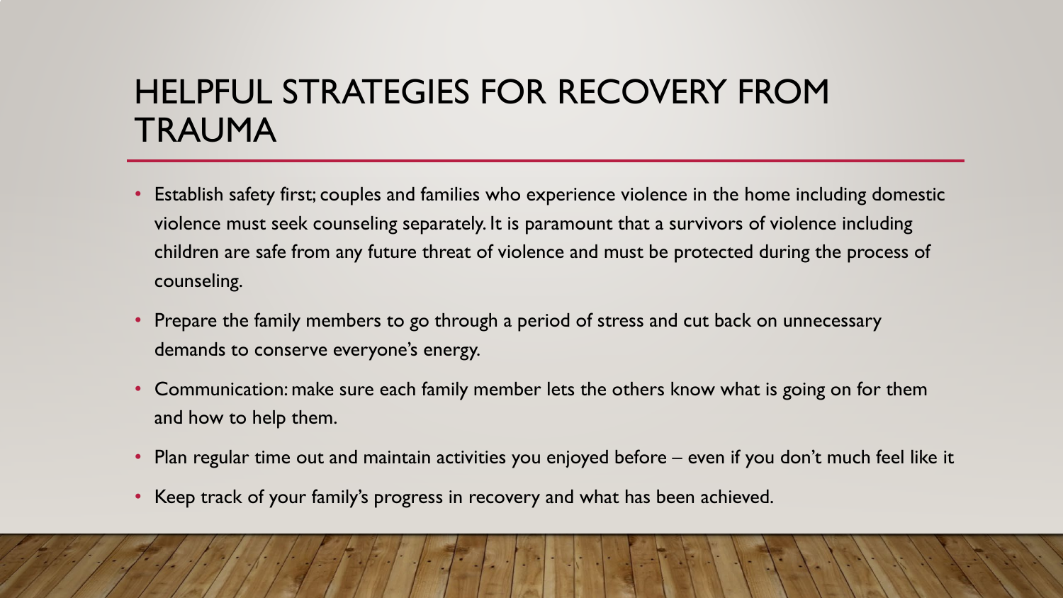# HELPFUL STRATEGIES FOR RECOVERY FROM TRAUMA

- Establish safety first; couples and families who experience violence in the home including domestic violence must seek counseling separately. It is paramount that a survivors of violence including children are safe from any future threat of violence and must be protected during the process of counseling.
- Prepare the family members to go through a period of stress and cut back on unnecessary demands to conserve everyone's energy.
- Communication: make sure each family member lets the others know what is going on for them and how to help them.
- Plan regular time out and maintain activities you enjoyed before – even if you don't much feel like it
- Keep track of your family's progress in recovery and what has been achieved.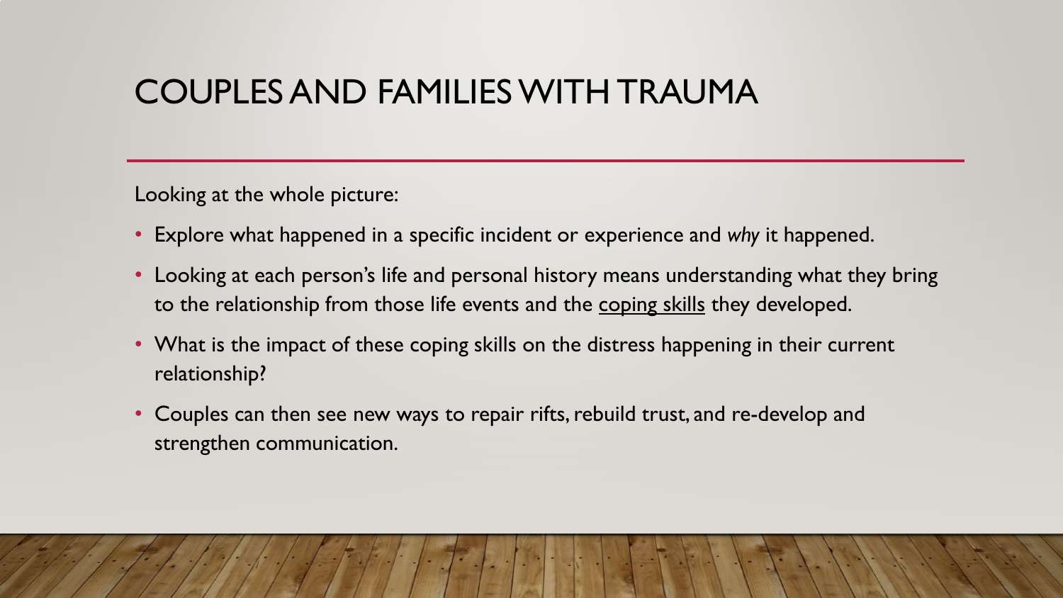# COUPLES AND FAMILIES WITH TRAUMA

Looking at the whole picture:

- Explore what happened in a specific incident or experience and *why* it happened.
- Looking at each person's life and personal history means understanding what they bring to the relationship from those life events and the coping skills they developed.
- What is the impact of these coping skills on the distress happening in their current relationship?
- Couples can then see new ways to repair rifts, rebuild trust, and re-develop and strengthen communication.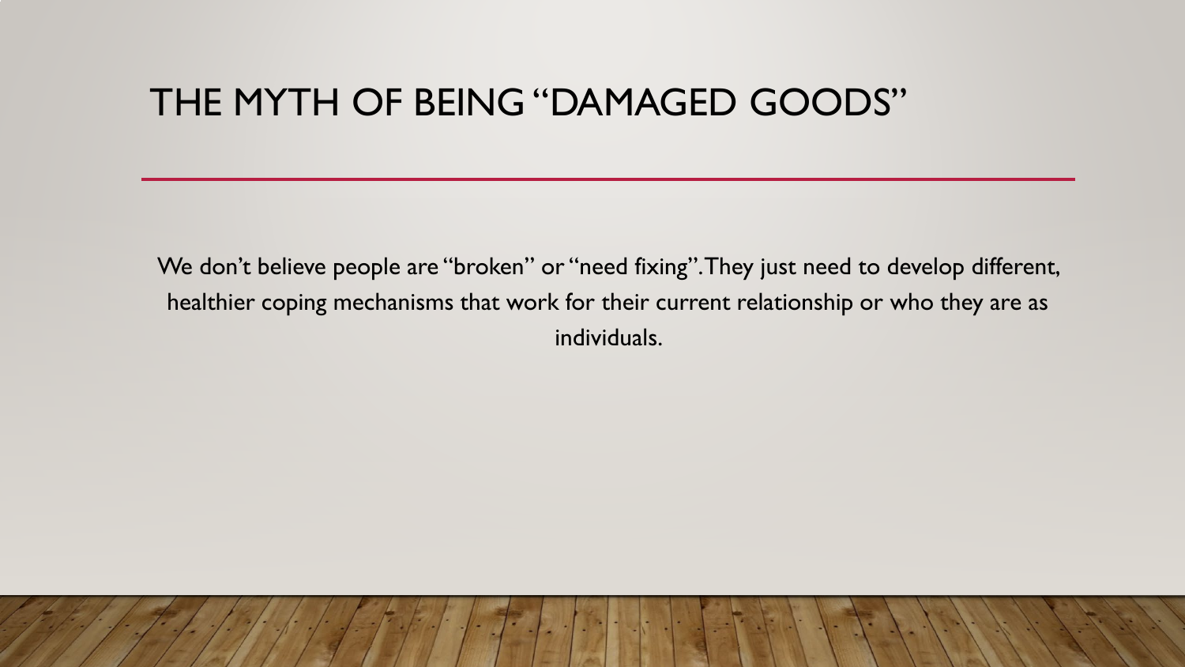# THE MYTH OF BEING "DAMAGED GOODS"

We don't believe people are "broken" or "need fixing". They just need to develop different, healthier coping mechanisms that work for their current relationship or who they are as individuals.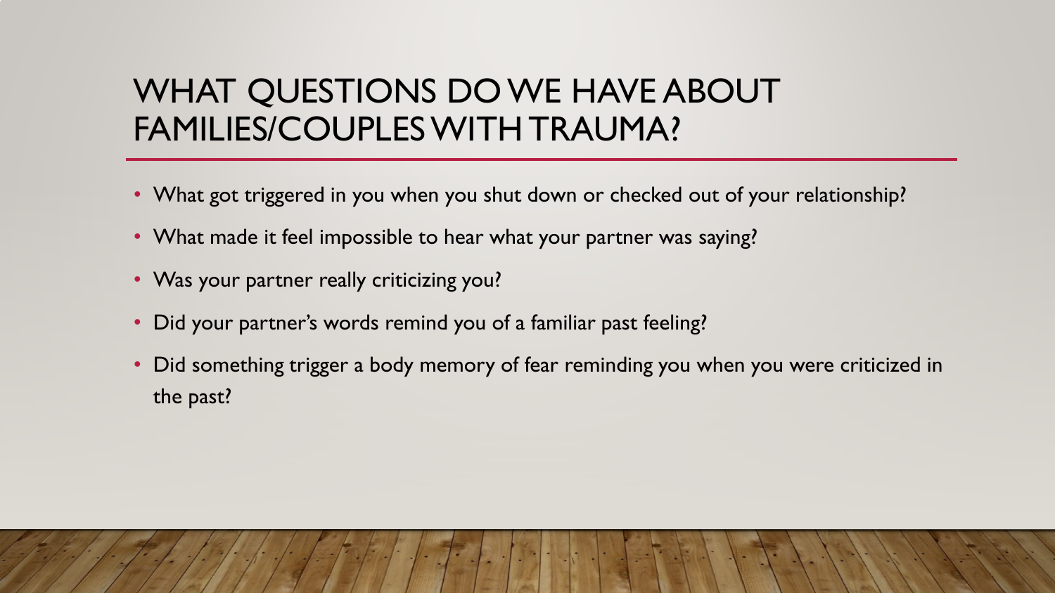# WHAT QUESTIONS DO WE HAVE ABOUT FAMILIES/COUPLES WITH TRAUMA?

- What got triggered in you when you shut down or checked out of your relationship?
- What made it feel impossible to hear what your partner was saying?
- Was your partner really criticizing you?
- Did your partner's words remind you of a familiar past feeling?
- Did something trigger a body memory of fear reminding you when you were criticized in the past?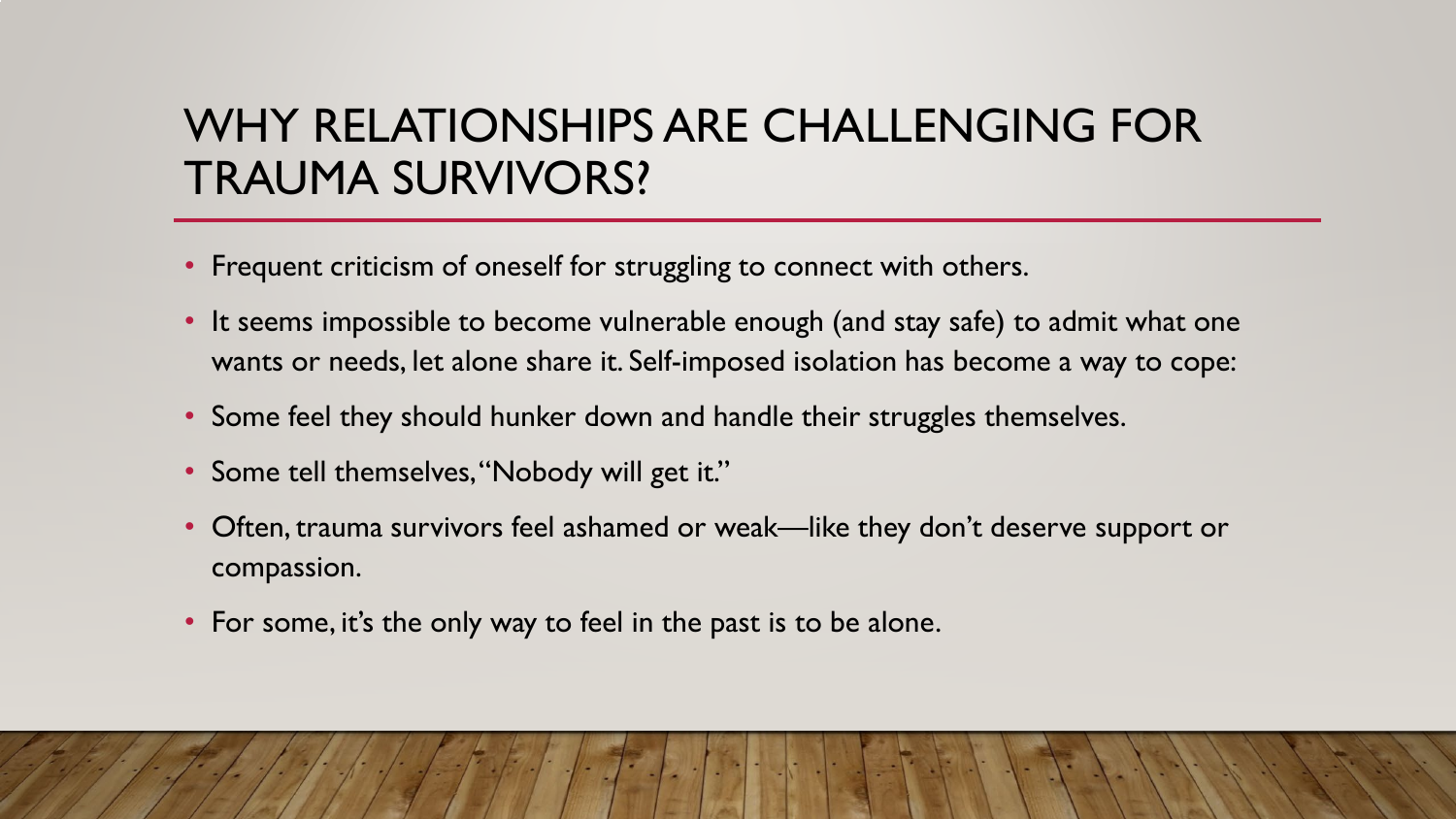# WHY RELATIONSHIPS ARE CHALLENGING FOR TRAUMA SURVIVORS?

- Frequent criticism of oneself for struggling to connect with others.
- It seems impossible to become vulnerable enough (and stay safe) to admit what one wants or needs, let alone share it. Self-imposed isolation has become a way to cope:
- Some feel they should hunker down and handle their struggles themselves.
- Some tell themselves, "Nobody will get it."
- Often, trauma survivors feel ashamed or weak—like they don't deserve support or compassion.
- For some, it's the only way to feel in the past is to be alone.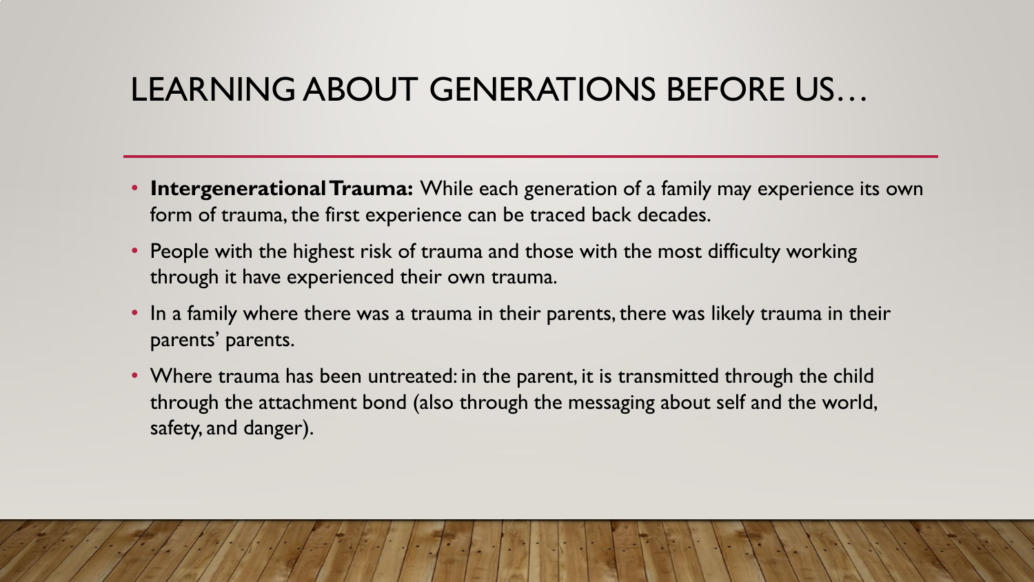# LEARNING ABOUT GENERATIONS BEFORE US…

- **Intergenerational Trauma:** While each generation of a family may experience its own form of trauma, the first experience can be traced back decades.
- People with the highest risk of trauma and those with the most difficulty working through it have experienced their own trauma.
- In a family where there was a trauma in their parents, there was likely trauma in their parents' parents.
- Where trauma has been untreated: in the parent, it is transmitted through the child through the attachment bond (also through the messaging about self and the world, safety, and danger).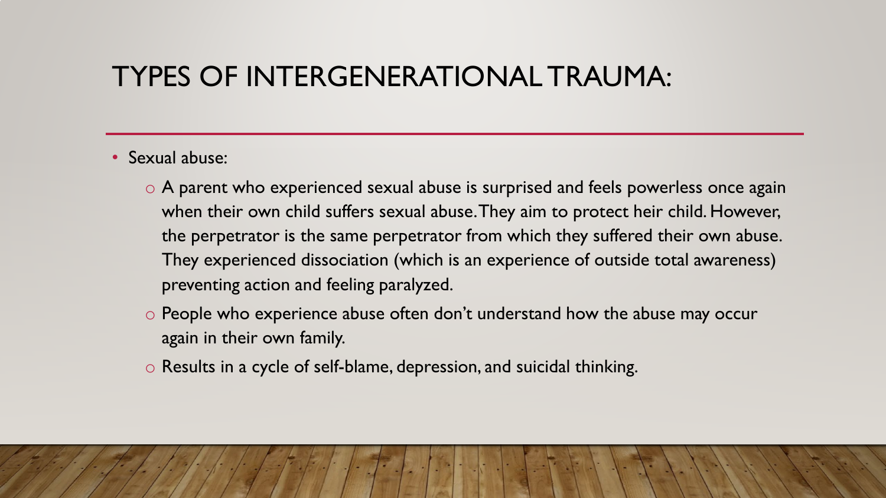# TYPES OF INTERGENERATIONAL TRAUMA:

- Sexual abuse:
  - A parent who experienced sexual abuse is surprised and feels powerless once again when their own child suffers sexual abuse. They aim to protect heir child. However, the perpetrator is the same perpetrator from which they suffered their own abuse. They experienced dissociation (which is an experience of outside total awareness) preventing action and feeling paralyzed.
  - People who experience abuse often don't understand how the abuse may occur again in their own family.
  - Results in a cycle of self-blame, depression, and suicidal thinking.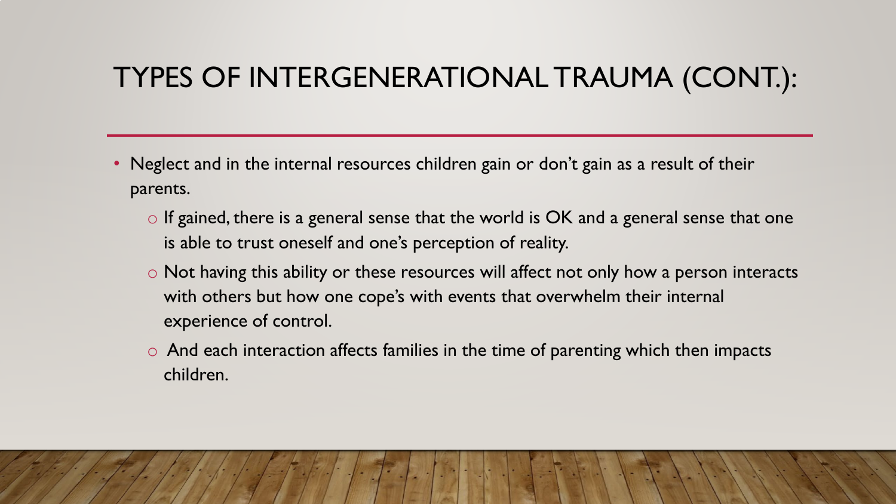# TYPES OF INTERGENERATIONAL TRAUMA (CONT.):

- Neglect and in the internal resources children gain or don't gain as a result of their parents.
  - If gained, there is a general sense that the world is OK and a general sense that one is able to trust oneself and one's perception of reality.
  - Not having this ability or these resources will affect not only how a person interacts with others but how one cope's with events that overwhelm their internal experience of control.
  - And each interaction affects families in the time of parenting which then impacts children.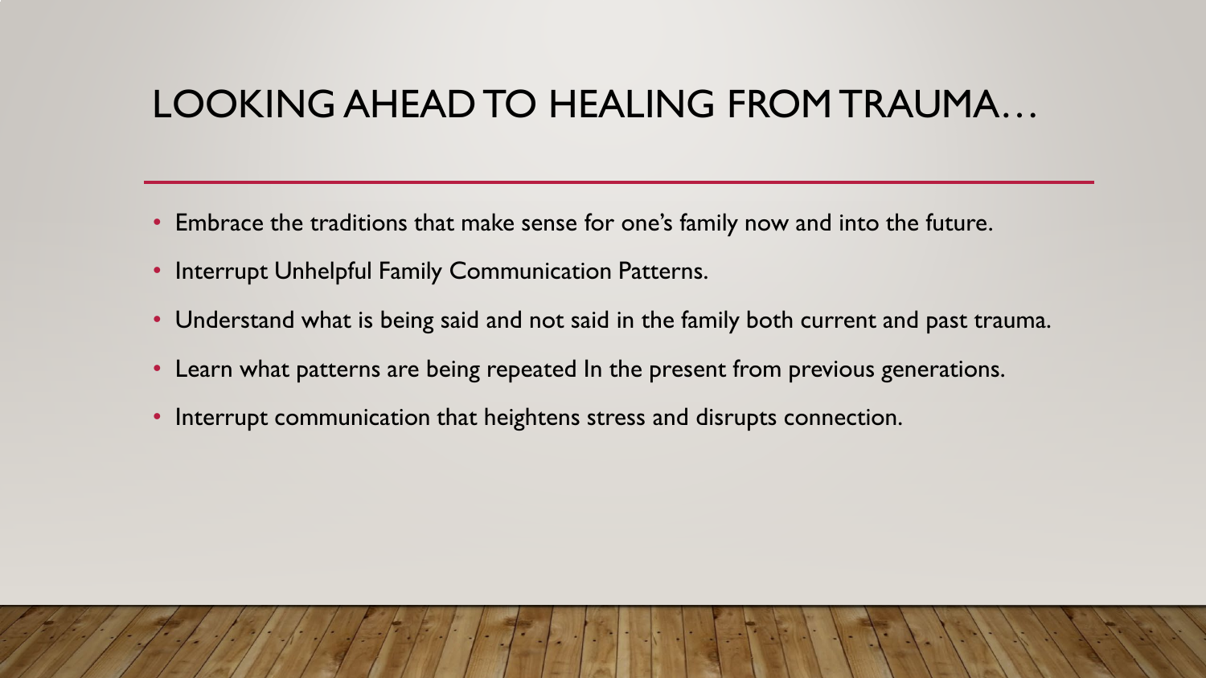# LOOKING AHEAD TO HEALING FROM TRAUMA…

- Embrace the traditions that make sense for one's family now and into the future.
- Interrupt Unhelpful Family Communication Patterns.
- Understand what is being said and not said in the family both current and past trauma.
- Learn what patterns are being repeated In the present from previous generations.
- Interrupt communication that heightens stress and disrupts connection.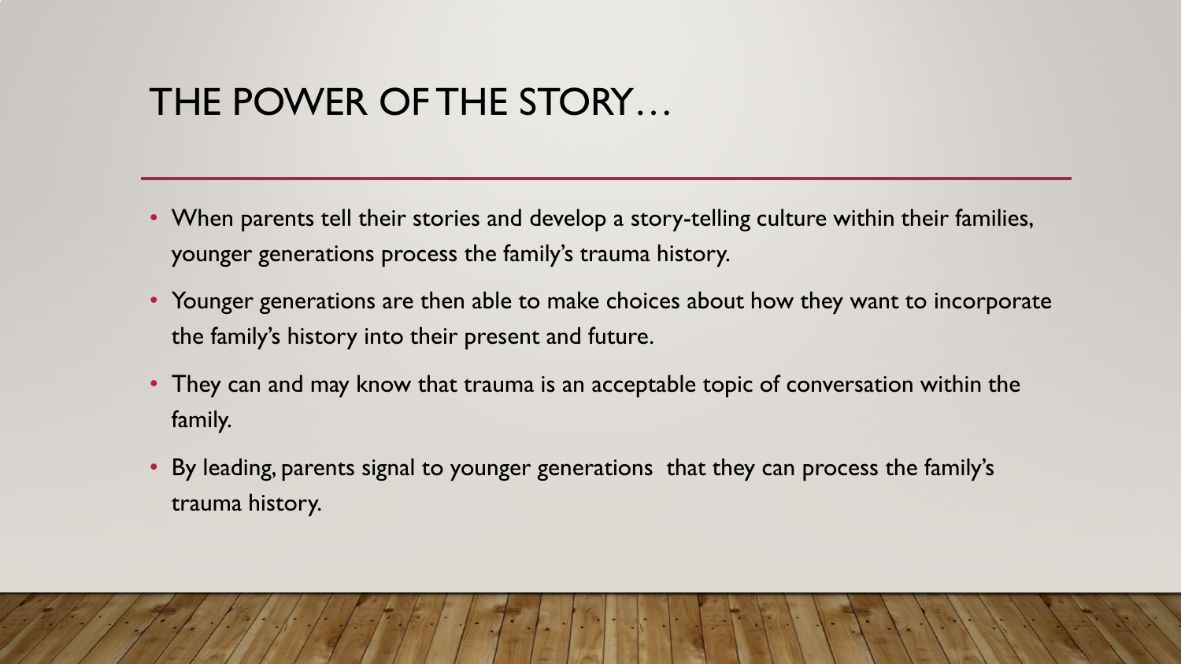# THE POWER OF THE STORY…

- When parents tell their stories and develop a story-telling culture within their families, younger generations process the family's trauma history.
- Younger generations are then able to make choices about how they want to incorporate the family's history into their present and future.
- They can and may know that trauma is an acceptable topic of conversation within the family.
- By leading, parents signal to younger generations that they can process the family's trauma history.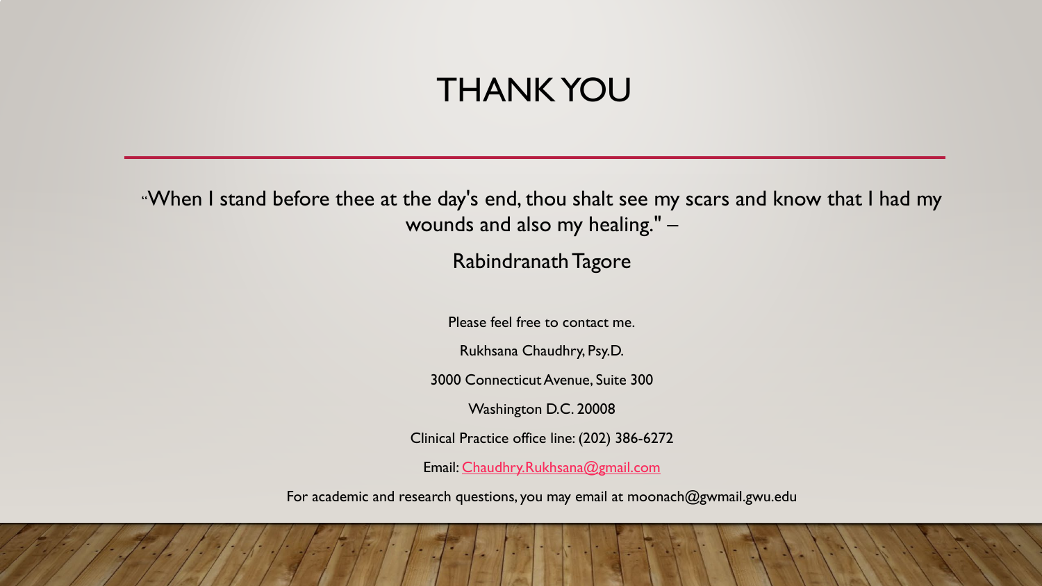# THANK YOU

"When I stand before thee at the day's end, thou shalt see my scars and know that I had my wounds and also my healing." –

Rabindranath Tagore

Please feel free to contact me.

Rukhsana Chaudhry, Psy.D.

3000 Connecticut Avenue, Suite 300

Washington D.C. 20008

Clinical Practice office line: (202) 386-6272

Email: Chaudhry.Rukhsana@gmail.com

For academic and research questions, you may email at moonach@gwmail.gwu.edu